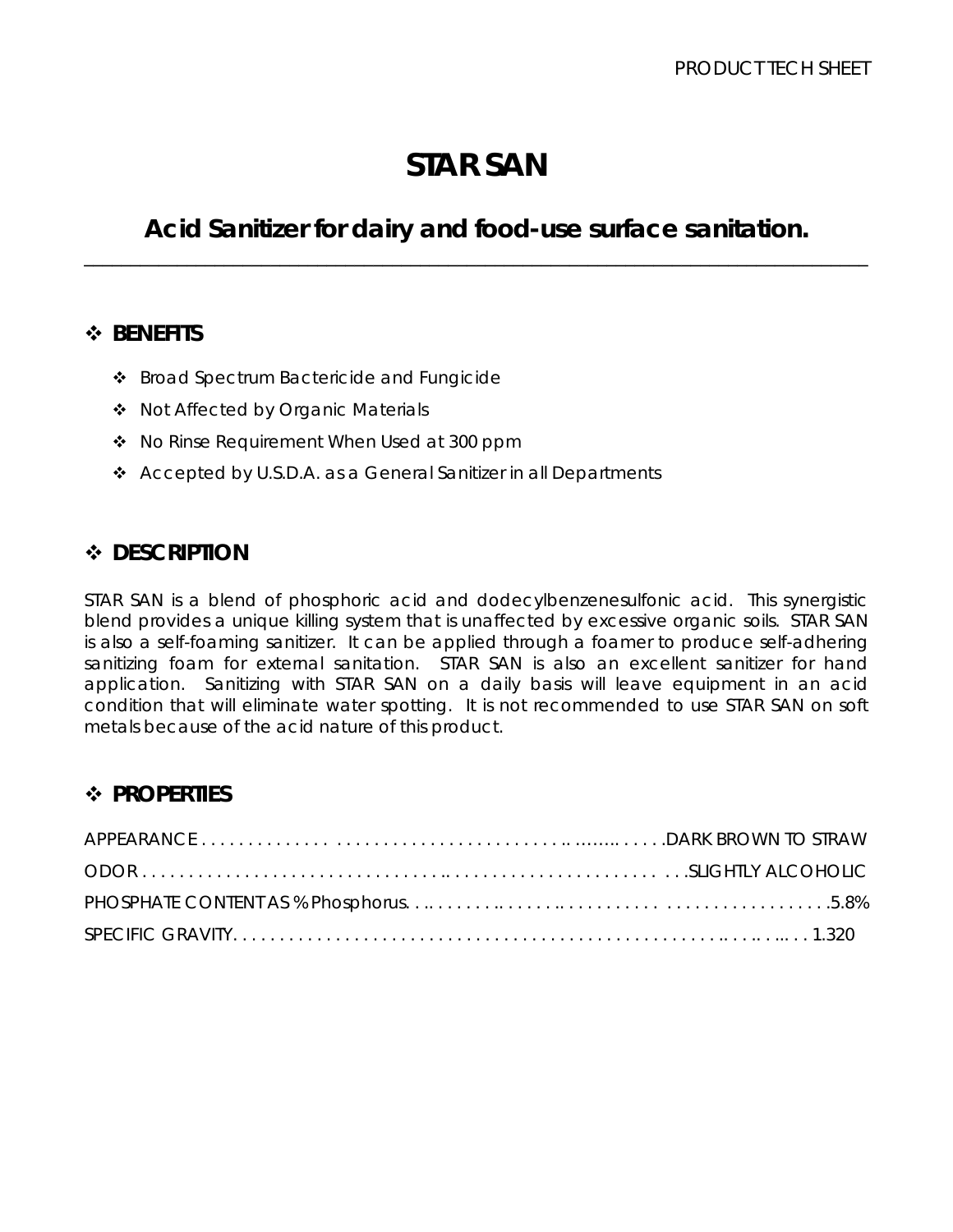# STAR SAN

## Acid Sanitizer for dairy and food-use surface sanitation.

---

### ❖ BENEFITS

- Broad Spectrum Bactericide and Fungicide
- Not Affected by Organic Materials
- No Rinse Requirement When Used at 300 ppm
- Accepted by U.S.D.A. as a General Sanitizer in all Departments

### ❖ DESCRIPTION

STAR SAN is a blend of phosphoric acid and dodecylbenzenesulfonic acid. This synergistic blend provides a unique killing system that is unaffected by excessive organic soils. STAR SAN is also a self-foaming sanitizer. It can be applied through a foamer to produce self-adhering sanitizing foam for external sanitation. STAR SAN is also an excellent sanitizer for hand application. Sanitizing with STAR SAN on a daily basis will leave equipment in an acid condition that will eliminate water spotting. It is not recommended to use STAR SAN on soft metals because of the acid nature of this product.

### ❖ PROPERTIES

APPEARANCE . . . . . . . . . . . . . . . . . . . . . . . . . . . . . . . . . . . . . . . . . . . . . . . . DARK BROWN TO STRAW

ODOR . . . . . . . . . . . . . . . . . . . . . . . . . . . . . . . . . . . . . . . . . . . . . . . . . . . . . . . . SLIGHTLY ALCOHOLIC

PHOSPHATE CONTENT AS % Phosphorus. . . . . . . . . . . . . . . . . . . . . . . . . . . . . . . . . . . . . . . . . . . 5.8%

SPECIFIC GRAVITY. . . . . . . . . . . . . . . . . . . . . . . . . . . . . . . . . . . . . . . . . . . . . . . . . . . . . . . . 1.320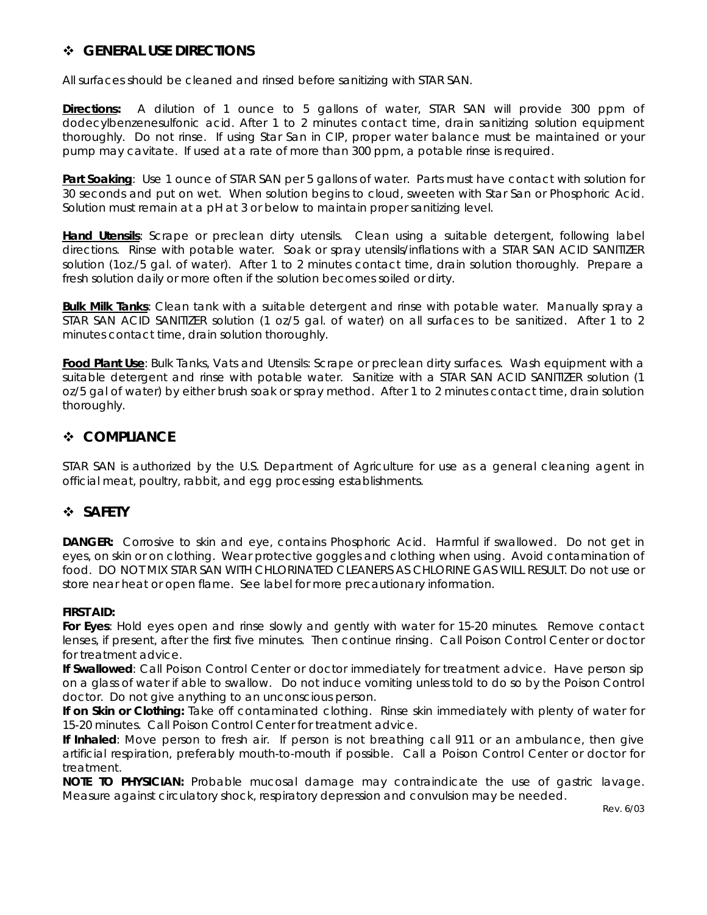## ❖ GENERAL USE DIRECTIONS

All surfaces should be cleaned and rinsed before sanitizing with STAR SAN.

**Directions:** A dilution of 1 ounce to 5 gallons of water, STAR SAN will provide 300 ppm of dodecylbenzenesulfonic acid. After 1 to 2 minutes contact time, drain sanitizing solution equipment thoroughly. Do not rinse. If using Star San in CIP, proper water balance must be maintained or your pump may cavitate. If used at a rate of more than 300 ppm, a potable rinse is required.

**Part Soaking**: Use 1 ounce of STAR SAN per 5 gallons of water. Parts must have contact with solution for 30 seconds and put on wet. When solution begins to cloud, sweeten with Star San or Phosphoric Acid. Solution must remain at a pH at 3 or below to maintain proper sanitizing level.

**Hand Utensils**: Scrape or preclean dirty utensils. Clean using a suitable detergent, following label directions. Rinse with potable water. Soak or spray utensils/inflations with a STAR SAN ACID SANITIZER solution (1oz./5 gal. of water). After 1 to 2 minutes contact time, drain solution thoroughly. Prepare a fresh solution daily or more often if the solution becomes soiled or dirty.

**Bulk Milk Tanks**: Clean tank with a suitable detergent and rinse with potable water. Manually spray a STAR SAN ACID SANITIZER solution (1 oz/5 gal. of water) on all surfaces to be sanitized. After 1 to 2 minutes contact time, drain solution thoroughly.

**Food Plant Use**: Bulk Tanks, Vats and Utensils: Scrape or preclean dirty surfaces. Wash equipment with a suitable detergent and rinse with potable water. Sanitize with a STAR SAN ACID SANITIZER solution (1 oz/5 gal of water) by either brush soak or spray method. After 1 to 2 minutes contact time, drain solution thoroughly.

## ❖ COMPLIANCE

STAR SAN is authorized by the U.S. Department of Agriculture for use as a general cleaning agent in official meat, poultry, rabbit, and egg processing establishments.

## ❖ SAFETY

**DANGER:** Corrosive to skin and eye, contains Phosphoric Acid. Harmful if swallowed. Do not get in eyes, on skin or on clothing. Wear protective goggles and clothing when using. Avoid contamination of food. DO NOT MIX STAR SAN WITH CHLORINATED CLEANERS AS CHLORINE GAS WILL RESULT. Do not use or store near heat or open flame. See label for more precautionary information.

**FIRST AID:**

**For Eyes**: Hold eyes open and rinse slowly and gently with water for 15-20 minutes. Remove contact lenses, if present, after the first five minutes. Then continue rinsing. Call Poison Control Center or doctor for treatment advice.

**If Swallowed**: Call Poison Control Center or doctor immediately for treatment advice. Have person sip on a glass of water if able to swallow. Do not induce vomiting unless told to do so by the Poison Control doctor. Do not give anything to an unconscious person.

**If on Skin or Clothing:** Take off contaminated clothing. Rinse skin immediately with plenty of water for 15-20 minutes. Call Poison Control Center for treatment advice.

**If Inhaled**: Move person to fresh air. If person is not breathing call 911 or an ambulance, then give artificial respiration, preferably mouth-to-mouth if possible. Call a Poison Control Center or doctor for treatment.

**NOTE TO PHYSICIAN:** Probable mucosal damage may contraindicate the use of gastric lavage. Measure against circulatory shock, respiratory depression and convulsion may be needed.

Rev. 6/03